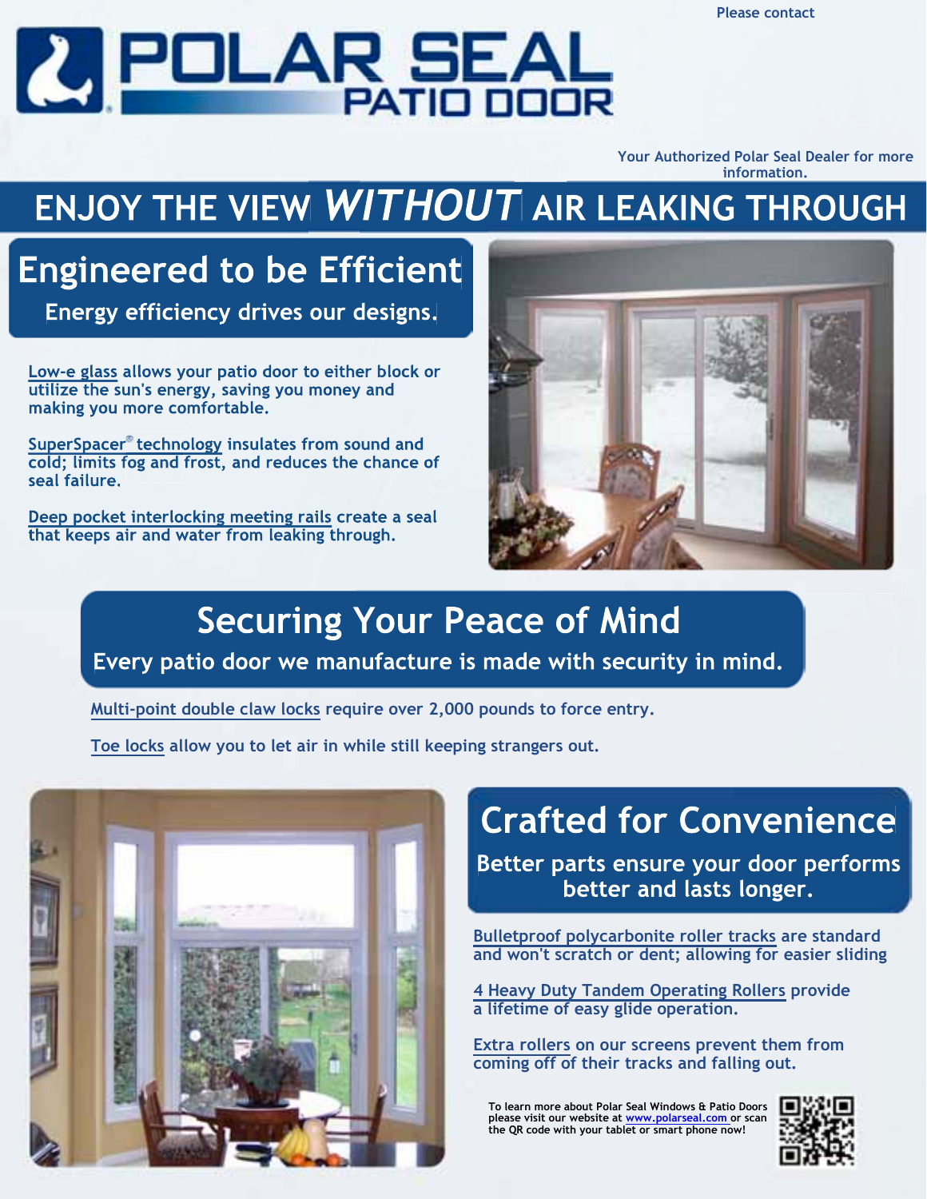Please contact

# POLAR SEAL PATIO DOOR

Your Authorized Polar Seal Dealer for more information.

# ENJOY THE VIEW *WITHOUT* AIR LEAKING THROUGH

## Engineered to be Efficient

**Energy efficiency drives our designs.**

**Low-e glass** allows your patio door to either block or utilize the sun's energy, saving you money and making you more comfortable.

**SuperSpacer® technology** insulates from sound and cold; limits fog and frost, and reduces the chance of seal failure.

**Deep pocket interlocking meeting rails** create a seal that keeps air and water from leaking through.

## Securing Your Peace of Mind

**Every patio door we manufacture is made with security in mind.**

**Multi-point double claw locks** require over 2,000 pounds to force entry.

**Toe locks** allow you to let air in while still keeping strangers out.

## Crafted for Convenience

**Better parts ensure your door performs better and lasts longer.**

**Bulletproof polycarbonite roller tracks** are standard and won't scratch or dent; allowing for easier sliding

**4 Heavy Duty Tandem Operating Rollers** provide a lifetime of easy glide operation.

**Extra rollers** on our screens prevent them from coming off of their tracks and falling out.

To learn more about Polar Seal Windows & Patio Doors please visit our website at www.polarseal.com or scan the QR code with your tablet or smart phone now!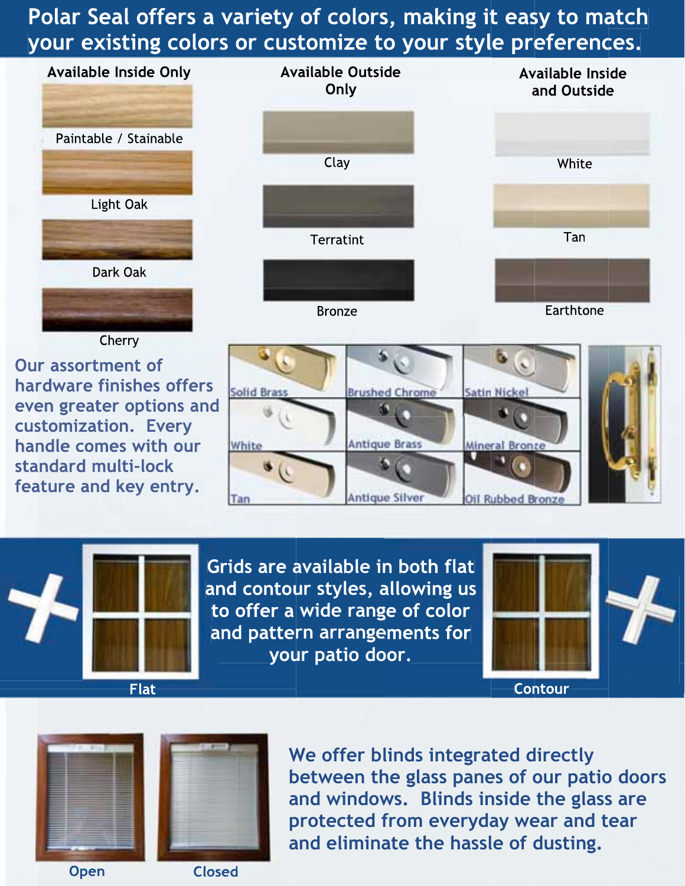# Polar Seal offers a variety of colors, making it easy to match your existing colors or customize to your style preferences.

**Available Inside Only**

- Paintable / Stainable
- Light Oak
- Dark Oak
- Cherry

**Available Outside Only**

- Clay
- Terratint
- Bronze

**Available Inside and Outside**

- White
- Tan
- Earthtone

Our assortment of hardware finishes offers even greater options and customization. Every handle comes with our standard multi-lock feature and key entry.

Solid Brass
Brushed Chrome
Satin Nickel
White
Antique Brass
Mineral Bronze
Tan
Antique Silver
Oil Rubbed Bronze

Grids are available in both flat and contour styles, allowing us to offer a wide range of color and pattern arrangements for your patio door.

Flat
Contour

We offer blinds integrated directly between the glass panes of our patio doors and windows. Blinds inside the glass are protected from everyday wear and tear and eliminate the hassle of dusting.

Open
Closed